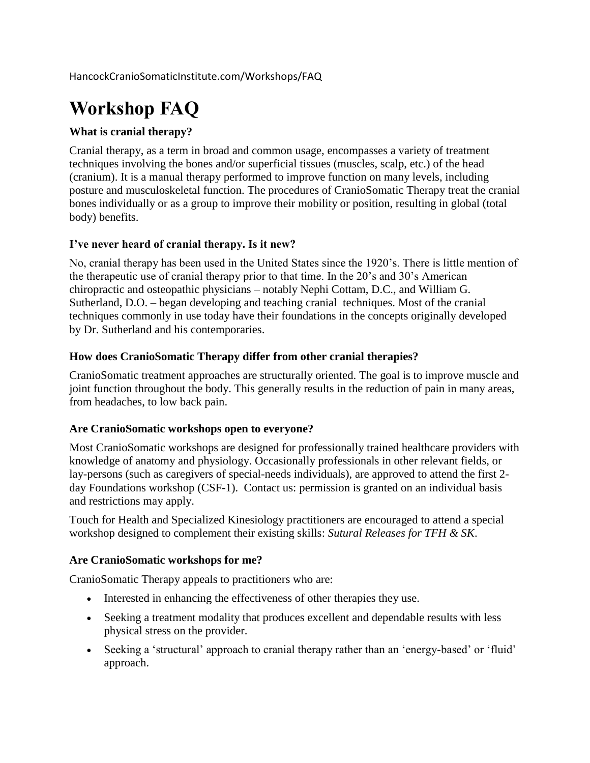HancockCranioSomaticInstitute.com/Workshops/FAQ

# Workshop FAQ

### What is cranial therapy?

Cranial therapy, as a term in broad and common usage, encompasses a variety of treatment techniques involving the bones and/or superficial tissues (muscles, scalp, etc.) of the head (cranium). It is a manual therapy performed to improve function on many levels, including posture and musculoskeletal function. The procedures of CranioSomatic Therapy treat the cranial bones individually or as a group to improve their mobility or position, resulting in global (total body) benefits.

### I've never heard of cranial therapy. Is it new?

No, cranial therapy has been used in the United States since the 1920's. There is little mention of the therapeutic use of cranial therapy prior to that time. In the 20's and 30's American chiropractic and osteopathic physicians – notably Nephi Cottam, D.C., and William G. Sutherland, D.O. – began developing and teaching cranial techniques. Most of the cranial techniques commonly in use today have their foundations in the concepts originally developed by Dr. Sutherland and his contemporaries.

### How does CranioSomatic Therapy differ from other cranial therapies?

CranioSomatic treatment approaches are structurally oriented. The goal is to improve muscle and joint function throughout the body. This generally results in the reduction of pain in many areas, from headaches, to low back pain.

### Are CranioSomatic workshops open to everyone?

Most CranioSomatic workshops are designed for professionally trained healthcare providers with knowledge of anatomy and physiology. Occasionally professionals in other relevant fields, or lay-persons (such as caregivers of special-needs individuals), are approved to attend the first 2-day Foundations workshop (CSF-1). Contact us: permission is granted on an individual basis and restrictions may apply.

Touch for Health and Specialized Kinesiology practitioners are encouraged to attend a special workshop designed to complement their existing skills: *Sutural Releases for TFH & SK*.

### Are CranioSomatic workshops for me?

CranioSomatic Therapy appeals to practitioners who are:

- Interested in enhancing the effectiveness of other therapies they use.
- Seeking a treatment modality that produces excellent and dependable results with less physical stress on the provider.
- Seeking a 'structural' approach to cranial therapy rather than an 'energy-based' or 'fluid' approach.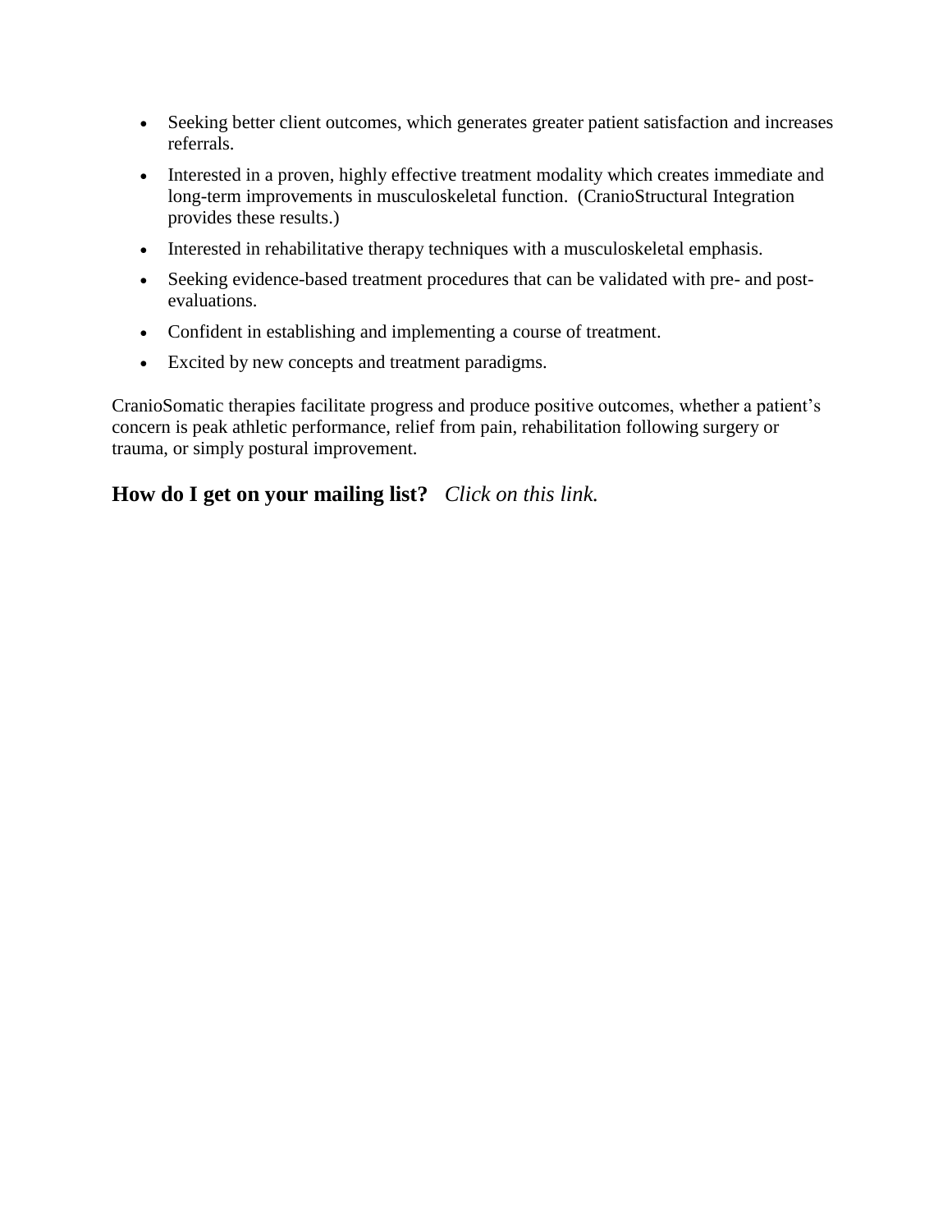- Seeking better client outcomes, which generates greater patient satisfaction and increases referrals.
- Interested in a proven, highly effective treatment modality which creates immediate and long-term improvements in musculoskeletal function.  (CranioStructural Integration provides these results.)
- Interested in rehabilitative therapy techniques with a musculoskeletal emphasis.
- Seeking evidence-based treatment procedures that can be validated with pre- and post-evaluations.
- Confident in establishing and implementing a course of treatment.
- Excited by new concepts and treatment paradigms.

CranioSomatic therapies facilitate progress and produce positive outcomes, whether a patient's concern is peak athletic performance, relief from pain, rehabilitation following surgery or trauma, or simply postural improvement.

### How do I get on your mailing list?   *Click on this link.*